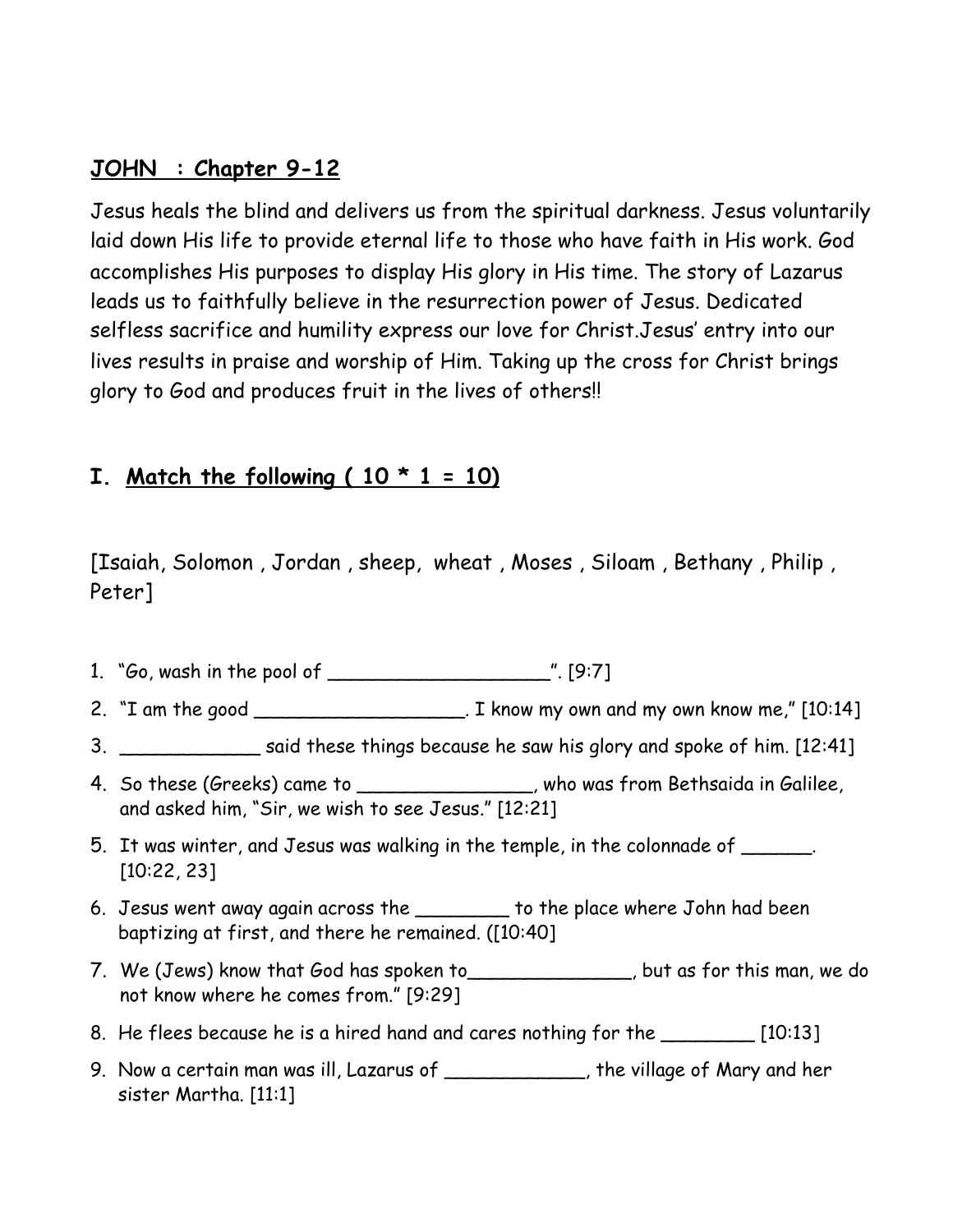## JOHN  : Chapter 9-12

Jesus heals the blind and delivers us from the spiritual darkness. Jesus voluntarily laid down His life to provide eternal life to those who have faith in His work. God accomplishes His purposes to display His glory in His time. The story of Lazarus leads us to faithfully believe in the resurrection power of Jesus. Dedicated selfless sacrifice and humility express our love for Christ.Jesus' entry into our lives results in praise and worship of Him. Taking up the cross for Christ brings glory to God and produces fruit in the lives of others!!

## I. Match the following ( 10 * 1 = 10)

[Isaiah, Solomon , Jordan , sheep,  wheat , Moses , Siloam , Bethany , Philip , Peter]

1. "Go, wash in the pool of ___________________". [9:7]
2. "I am the good __________________. I know my own and my own know me," [10:14]
3. ____________ said these things because he saw his glory and spoke of him. [12:41]
4. So these (Greeks) came to _______________, who was from Bethsaida in Galilee, and asked him, "Sir, we wish to see Jesus." [12:21]
5. It was winter, and Jesus was walking in the temple, in the colonnade of ______. [10:22, 23]
6. Jesus went away again across the ________ to the place where John had been baptizing at first, and there he remained. ([10:40]
7. We (Jews) know that God has spoken to______________, but as for this man, we do not know where he comes from." [9:29]
8. He flees because he is a hired hand and cares nothing for the ________ [10:13]
9. Now a certain man was ill, Lazarus of ____________, the village of Mary and her sister Martha. [11:1]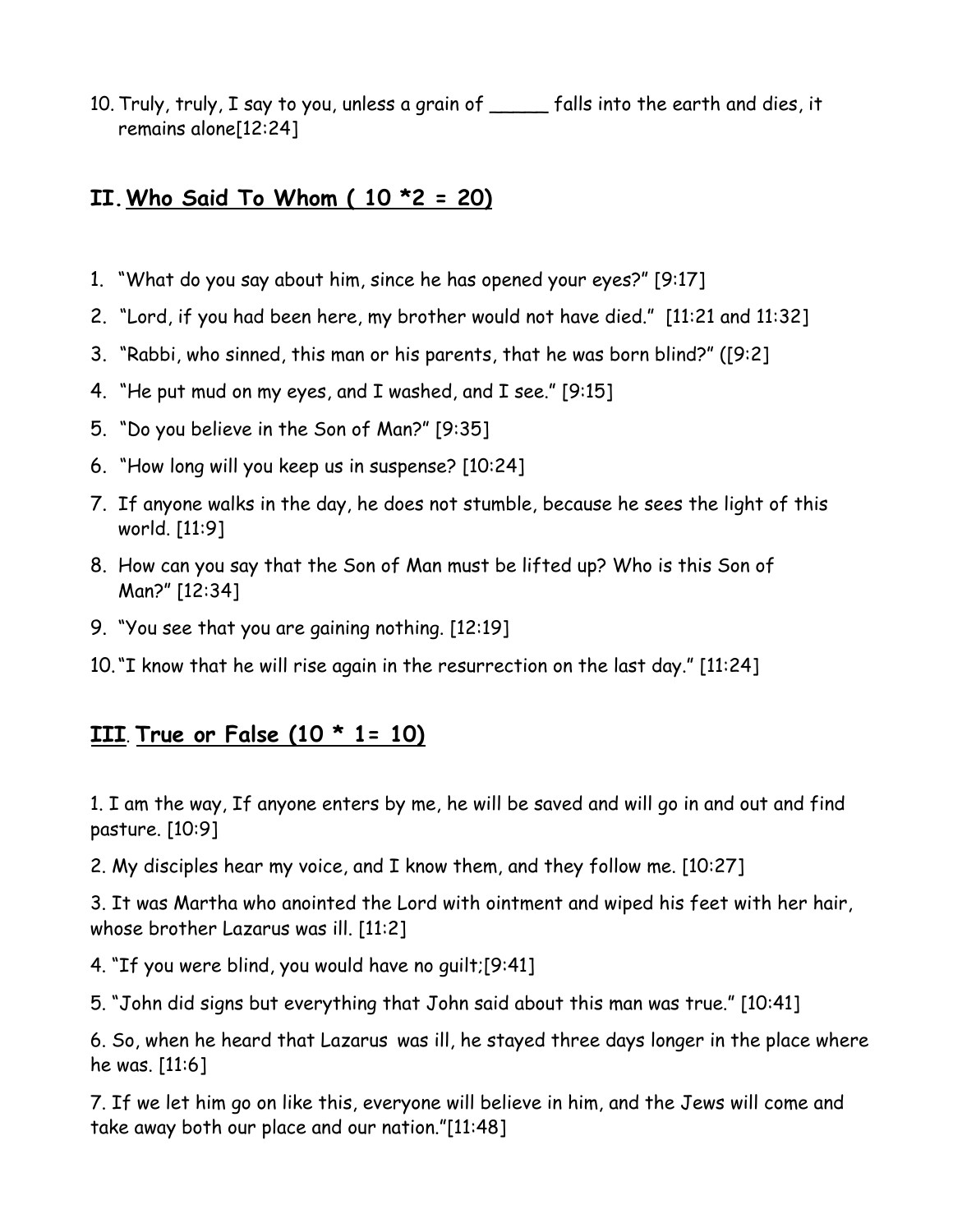10. Truly, truly, I say to you, unless a grain of _____ falls into the earth and dies, it remains alone[12:24]

## II. Who Said To Whom ( 10 *2 = 20)

1. "What do you say about him, since he has opened your eyes?" [9:17]
2. "Lord, if you had been here, my brother would not have died." [11:21 and 11:32]
3. "Rabbi, who sinned, this man or his parents, that he was born blind?" ([9:2]
4. "He put mud on my eyes, and I washed, and I see." [9:15]
5. "Do you believe in the Son of Man?" [9:35]
6. "How long will you keep us in suspense? [10:24]
7. If anyone walks in the day, he does not stumble, because he sees the light of this world. [11:9]
8. How can you say that the Son of Man must be lifted up? Who is this Son of Man?" [12:34]
9. "You see that you are gaining nothing. [12:19]
10. "I know that he will rise again in the resurrection on the last day." [11:24]

## III. True or False (10 * 1= 10)

1. I am the way, If anyone enters by me, he will be saved and will go in and out and find pasture. [10:9]

2. My disciples hear my voice, and I know them, and they follow me. [10:27]

3. It was Martha who anointed the Lord with ointment and wiped his feet with her hair, whose brother Lazarus was ill. [11:2]

4. "If you were blind, you would have no guilt;[9:41]

5. "John did signs but everything that John said about this man was true." [10:41]

6. So, when he heard that Lazarus was ill, he stayed three days longer in the place where he was. [11:6]

7. If we let him go on like this, everyone will believe in him, and the Jews will come and take away both our place and our nation."[11:48]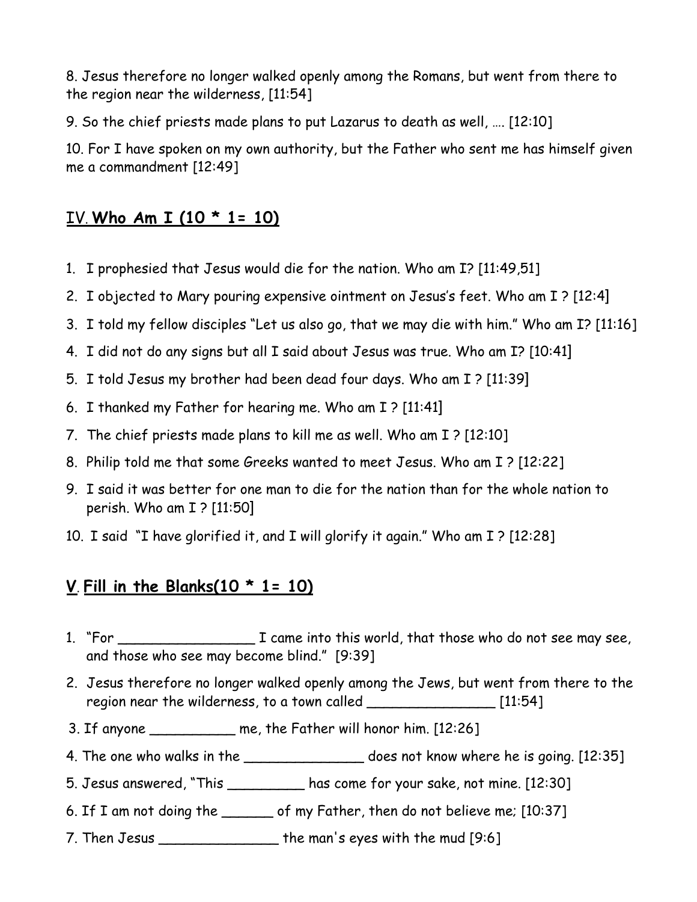8. Jesus therefore no longer walked openly among the Romans, but went from there to the region near the wilderness, [11:54]

9. So the chief priests made plans to put Lazarus to death as well, …. [12:10]

10. For I have spoken on my own authority, but the Father who sent me has himself given me a commandment [12:49]

## IV. **Who Am I (10 * 1= 10)**

1. I prophesied that Jesus would die for the nation. Who am I? [11:49,51]
2. I objected to Mary pouring expensive ointment on Jesus's feet. Who am I ? [12:4]
3. I told my fellow disciples "Let us also go, that we may die with him." Who am I? [11:16]
4. I did not do any signs but all I said about Jesus was true. Who am I? [10:41]
5. I told Jesus my brother had been dead four days. Who am I ? [11:39]
6. I thanked my Father for hearing me. Who am I ? [11:41]
7. The chief priests made plans to kill me as well. Who am I ? [12:10]
8. Philip told me that some Greeks wanted to meet Jesus. Who am I ? [12:22]
9. I said it was better for one man to die for the nation than for the whole nation to perish. Who am I ? [11:50]
10. I said "I have glorified it, and I will glorify it again." Who am I ? [12:28]

## V. **Fill in the Blanks(10 * 1= 10)**

1. "For ________________ I came into this world, that those who do not see may see, and those who see may become blind." [9:39]
2. Jesus therefore no longer walked openly among the Jews, but went from there to the region near the wilderness, to a town called _______________ [11:54]
3. If anyone __________ me, the Father will honor him. [12:26]
4. The one who walks in the ______________ does not know where he is going. [12:35]
5. Jesus answered, "This _________ has come for your sake, not mine. [12:30]
6. If I am not doing the ______ of my Father, then do not believe me; [10:37]
7. Then Jesus ______________ the man's eyes with the mud [9:6]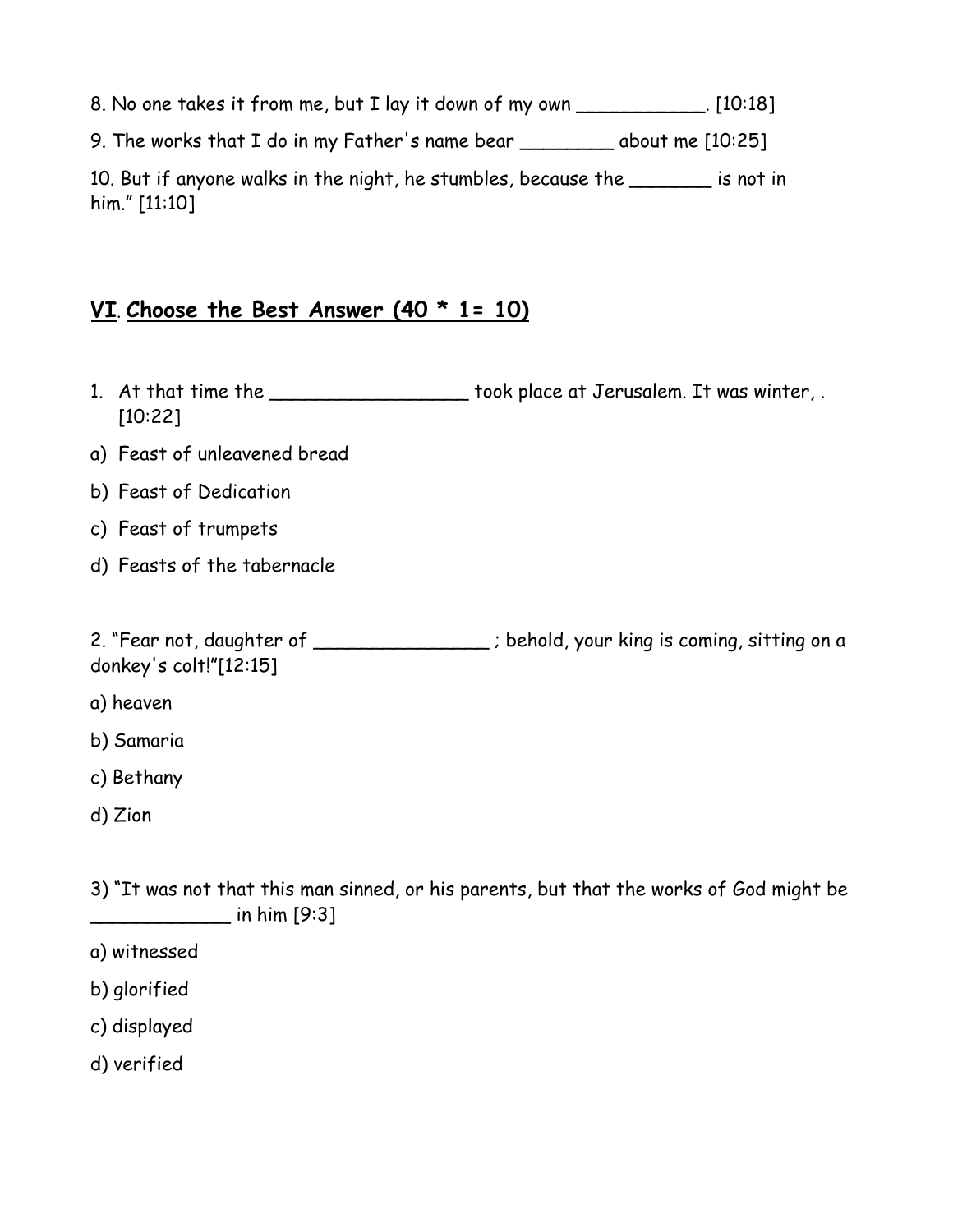8. No one takes it from me, but I lay it down of my own ___________. [10:18]

9. The works that I do in my Father's name bear ________ about me [10:25]

10. But if anyone walks in the night, he stumbles, because the _______ is not in him." [11:10]

## **VI. Choose the Best Answer (40 * 1= 10)**

1. At that time the _________________ took place at Jerusalem. It was winter, . [10:22]

a) Feast of unleavened bread

b) Feast of Dedication

c) Feast of trumpets

d) Feasts of the tabernacle

2. "Fear not, daughter of _______________ ; behold, your king is coming, sitting on a donkey's colt!"[12:15]

a) heaven

b) Samaria

c) Bethany

d) Zion

3) "It was not that this man sinned, or his parents, but that the works of God might be ____________ in him [9:3]

a) witnessed

b) glorified

c) displayed

d) verified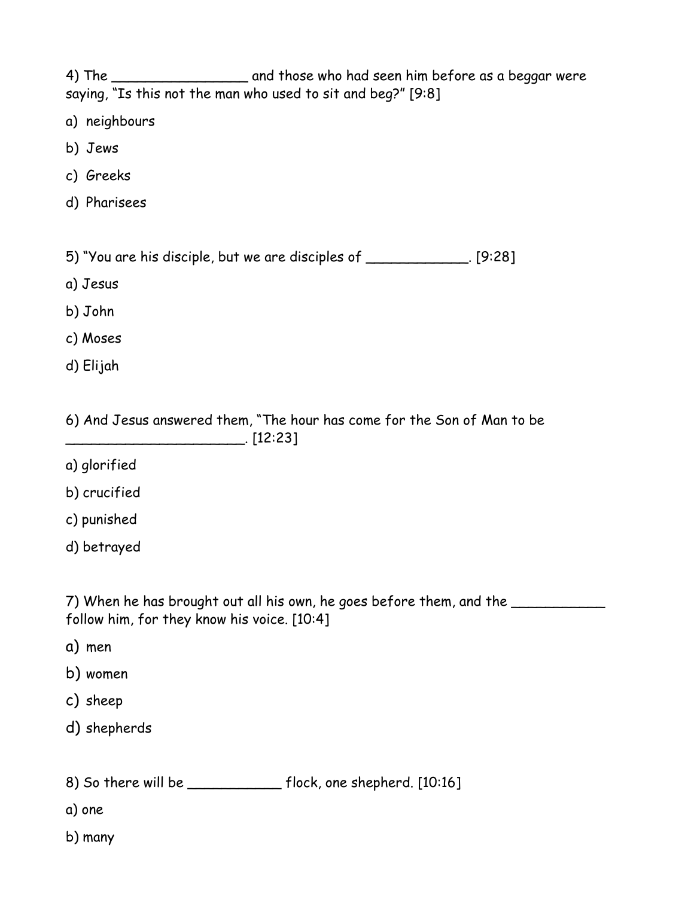4) The ________________ and those who had seen him before as a beggar were saying, "Is this not the man who used to sit and beg?" [9:8]

a) neighbours

b) Jews

c) Greeks

d) Pharisees

5) "You are his disciple, but we are disciples of ____________. [9:28]

a) Jesus

b) John

c) Moses

d) Elijah

6) And Jesus answered them, "The hour has come for the Son of Man to be ______________________. [12:23]

a) glorified

b) crucified

c) punished

d) betrayed

7) When he has brought out all his own, he goes before them, and the ___________ follow him, for they know his voice. [10:4]

a) men

b) women

c) sheep

d) shepherds

8) So there will be ___________ flock, one shepherd. [10:16]

a) one

b) many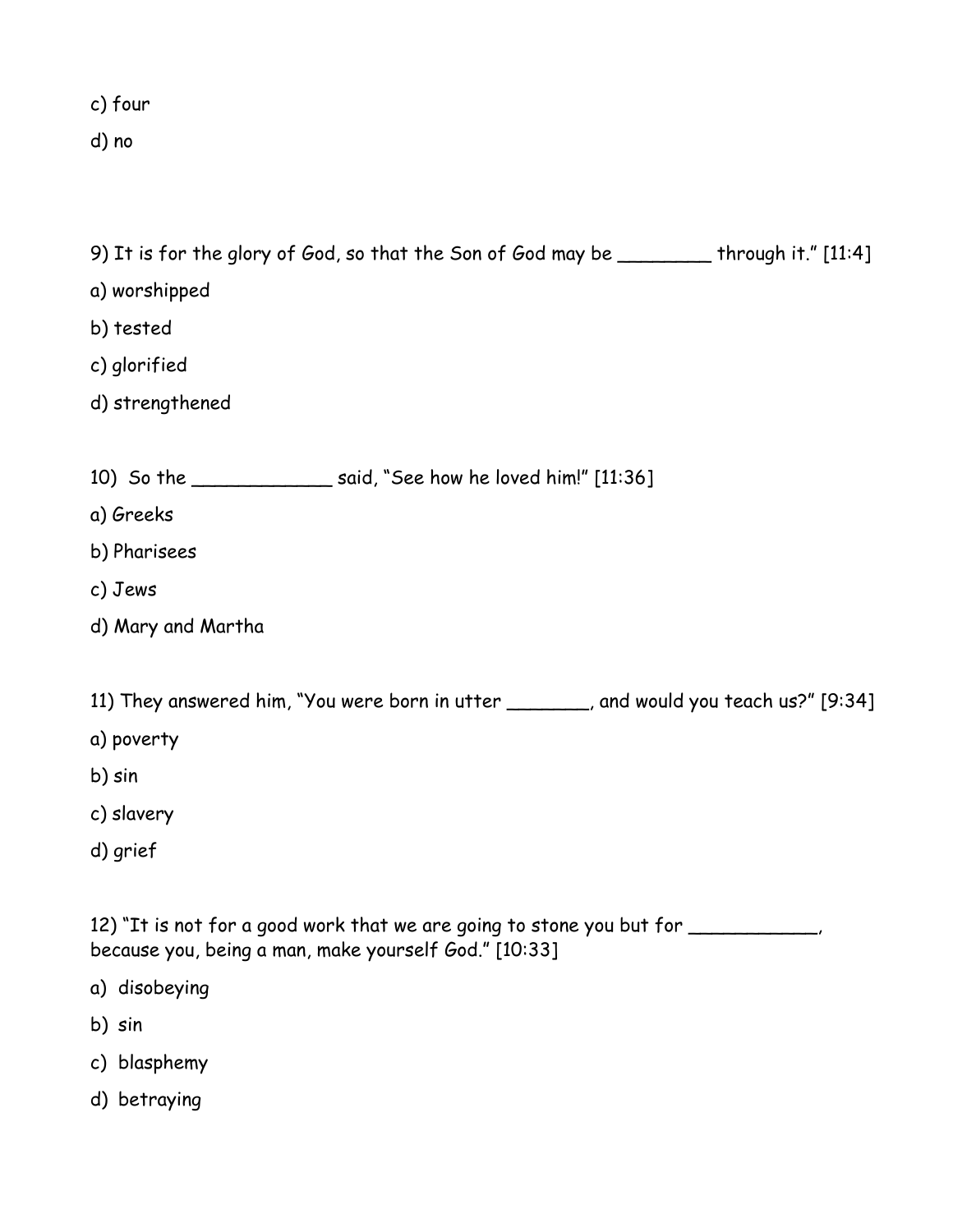c) four

d) no

9) It is for the glory of God, so that the Son of God may be ________ through it." [11:4]

a) worshipped

b) tested

c) glorified

d) strengthened

10) So the ____________ said, "See how he loved him!" [11:36]

a) Greeks

b) Pharisees

c) Jews

d) Mary and Martha

11) They answered him, "You were born in utter _______, and would you teach us?" [9:34]

a) poverty

b) sin

c) slavery

d) grief

12) "It is not for a good work that we are going to stone you but for ___________, because you, being a man, make yourself God." [10:33]

a) disobeying

b) sin

c) blasphemy

d) betraying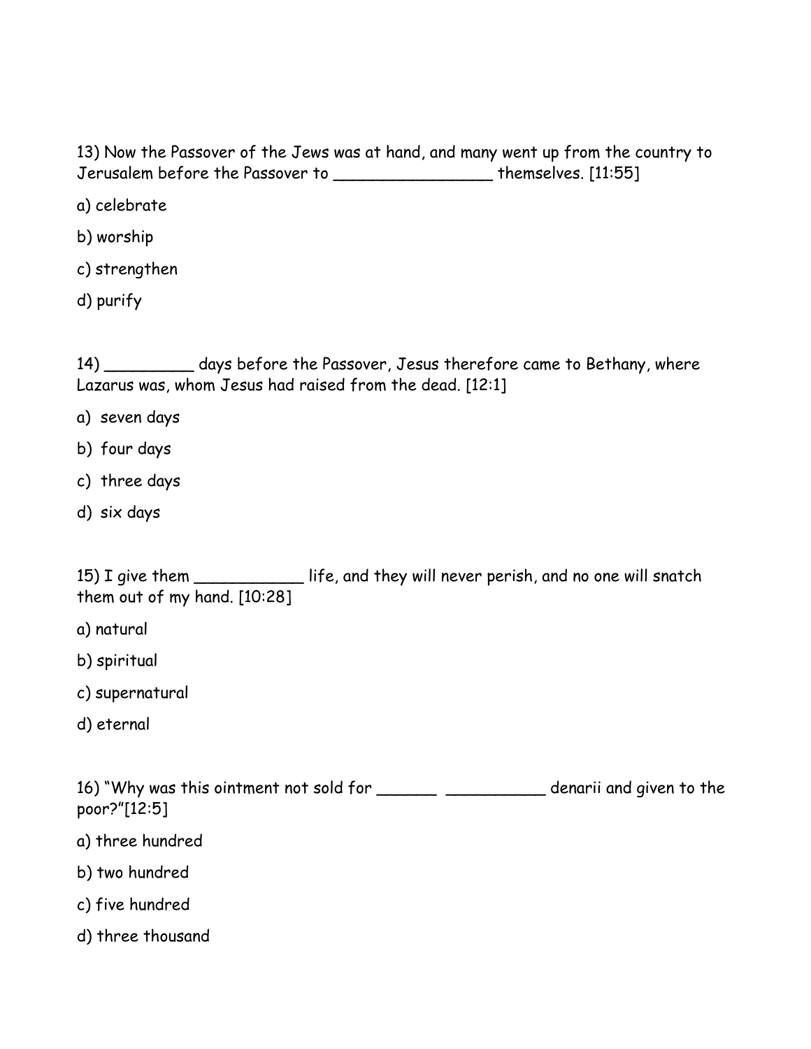13) Now the Passover of the Jews was at hand, and many went up from the country to Jerusalem before the Passover to ________________ themselves. [11:55]

a) celebrate

b) worship

c) strengthen

d) purify

14) _________ days before the Passover, Jesus therefore came to Bethany, where Lazarus was, whom Jesus had raised from the dead. [12:1]

a) seven days

b) four days

c) three days

d) six days

15) I give them ___________ life, and they will never perish, and no one will snatch them out of my hand. [10:28]

a) natural

b) spiritual

c) supernatural

d) eternal

16) "Why was this ointment not sold for ______ __________ denarii and given to the poor?"[12:5]

a) three hundred

b) two hundred

c) five hundred

d) three thousand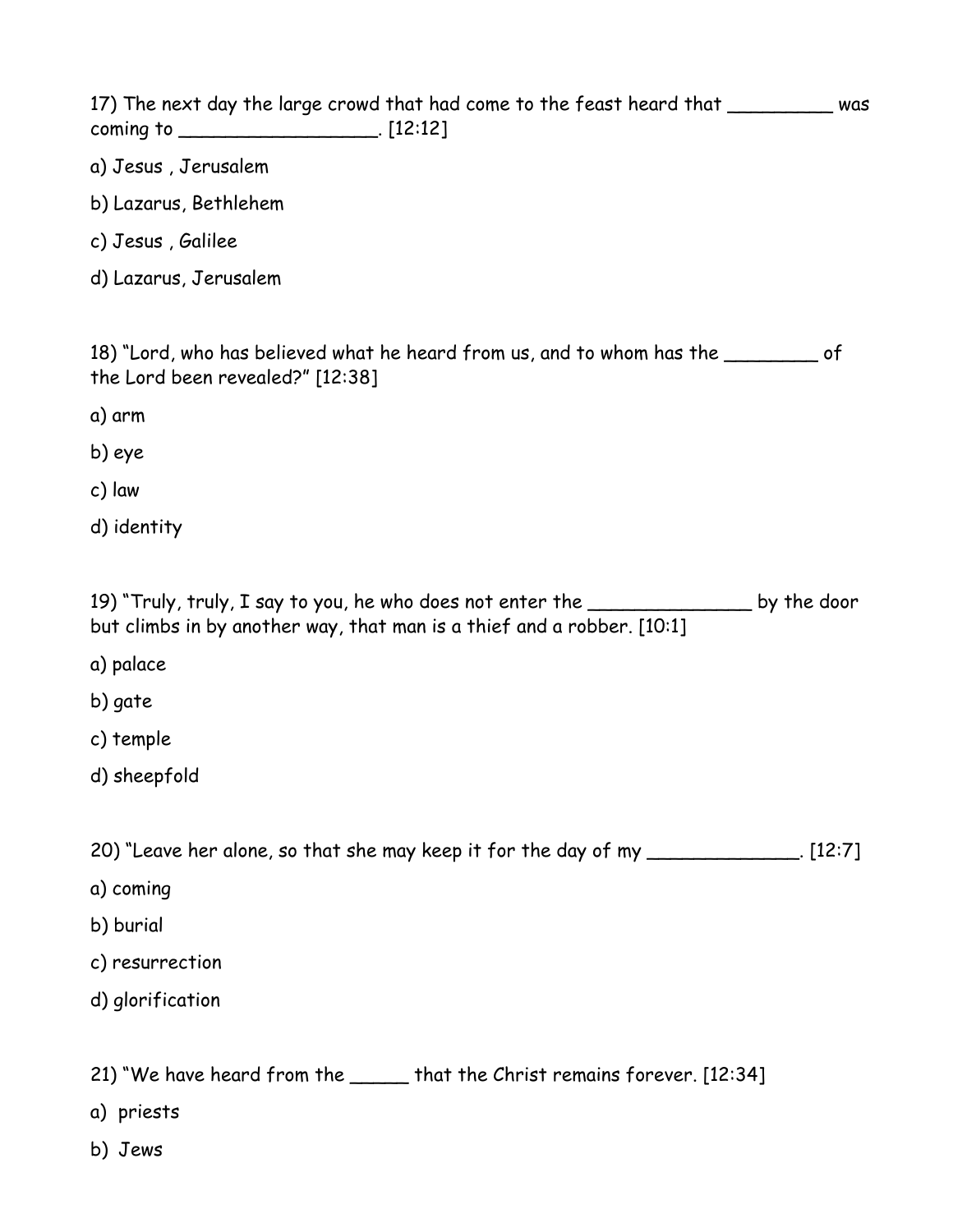17) The next day the large crowd that had come to the feast heard that _________ was coming to _________________. [12:12]

a) Jesus , Jerusalem

b) Lazarus, Bethlehem

c) Jesus , Galilee

d) Lazarus, Jerusalem

18) “Lord, who has believed what he heard from us, and to whom has the ________ of the Lord been revealed?” [12:38]

a) arm

b) eye

c) law

d) identity

19) “Truly, truly, I say to you, he who does not enter the ______________ by the door but climbs in by another way, that man is a thief and a robber. [10:1]

a) palace

b) gate

c) temple

d) sheepfold

20) “Leave her alone, so that she may keep it for the day of my _____________. [12:7]

a) coming

b) burial

c) resurrection

d) glorification

21) “We have heard from the _____ that the Christ remains forever. [12:34]

a) priests

b) Jews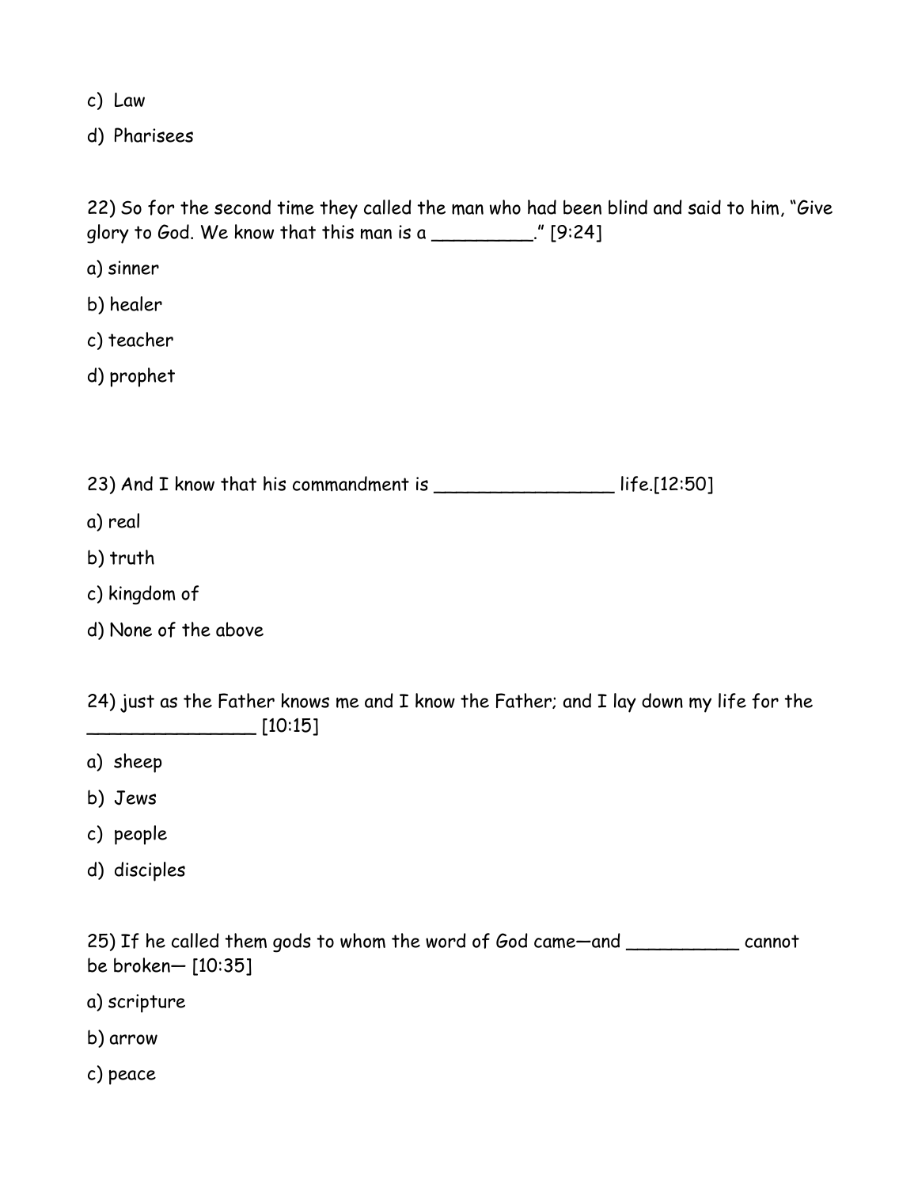c) Law

d) Pharisees

22) So for the second time they called the man who had been blind and said to him, "Give glory to God. We know that this man is a _________." [9:24]

a) sinner

b) healer

c) teacher

d) prophet

23) And I know that his commandment is ________________ life.[12:50]

a) real

b) truth

c) kingdom of

d) None of the above

24) just as the Father knows me and I know the Father; and I lay down my life for the _______________ [10:15]

a) sheep

b) Jews

c) people

d) disciples

25) If he called them gods to whom the word of God came—and __________ cannot be broken— [10:35]

a) scripture

b) arrow

c) peace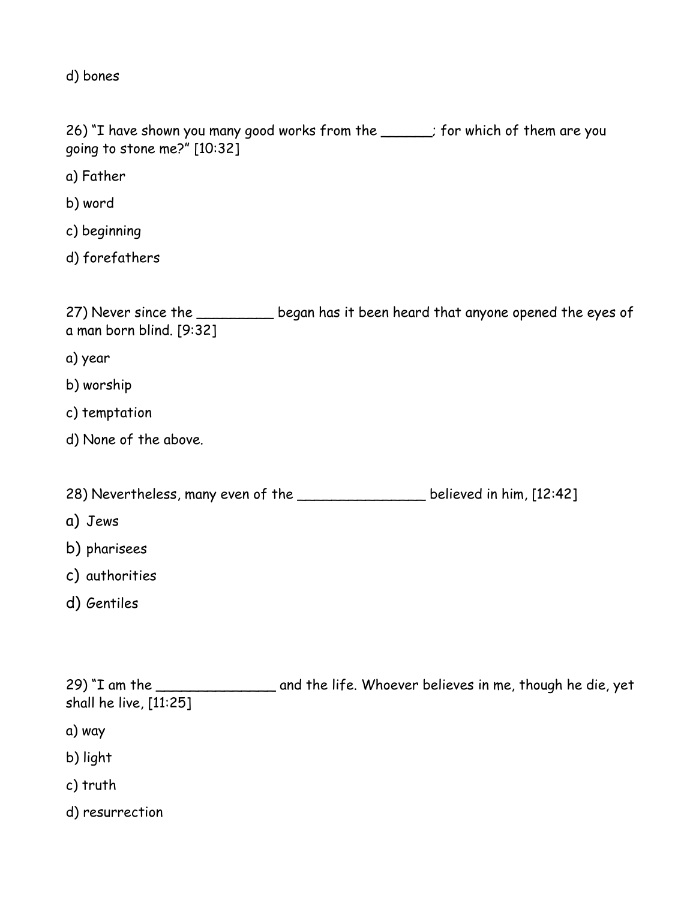d) bones

26) "I have shown you many good works from the ______; for which of them are you going to stone me?" [10:32]

a) Father

b) word

c) beginning

d) forefathers

27) Never since the _________ began has it been heard that anyone opened the eyes of a man born blind. [9:32]

a) year

b) worship

c) temptation

d) None of the above.

28) Nevertheless, many even of the _______________ believed in him, [12:42]

a) Jews

b) pharisees

c) authorities

d) Gentiles

29) "I am the ______________ and the life. Whoever believes in me, though he die, yet shall he live, [11:25]

a) way

b) light

c) truth

d) resurrection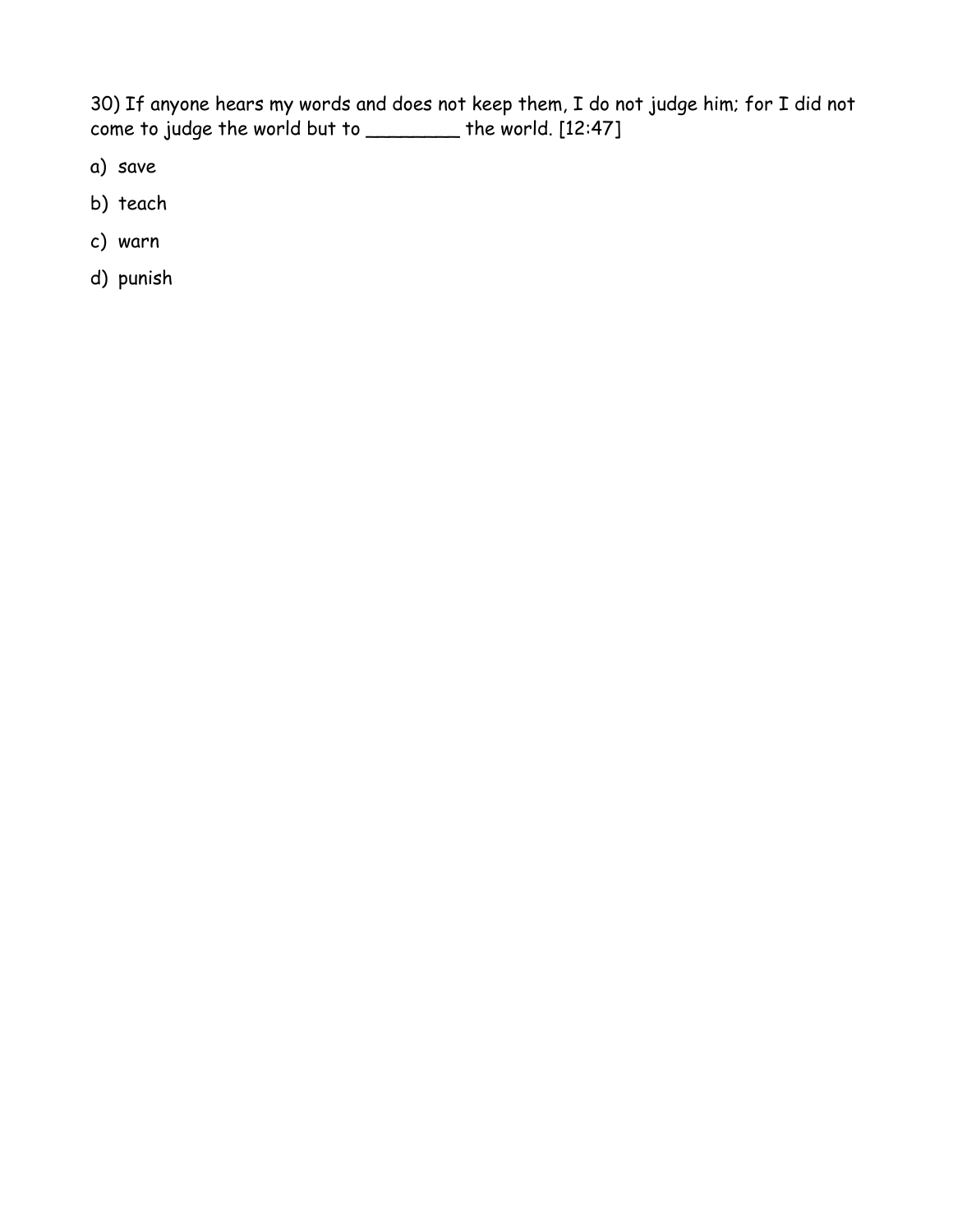30) If anyone hears my words and does not keep them, I do not judge him; for I did not come to judge the world but to ________ the world. [12:47]

a) save

b) teach

c) warn

d) punish